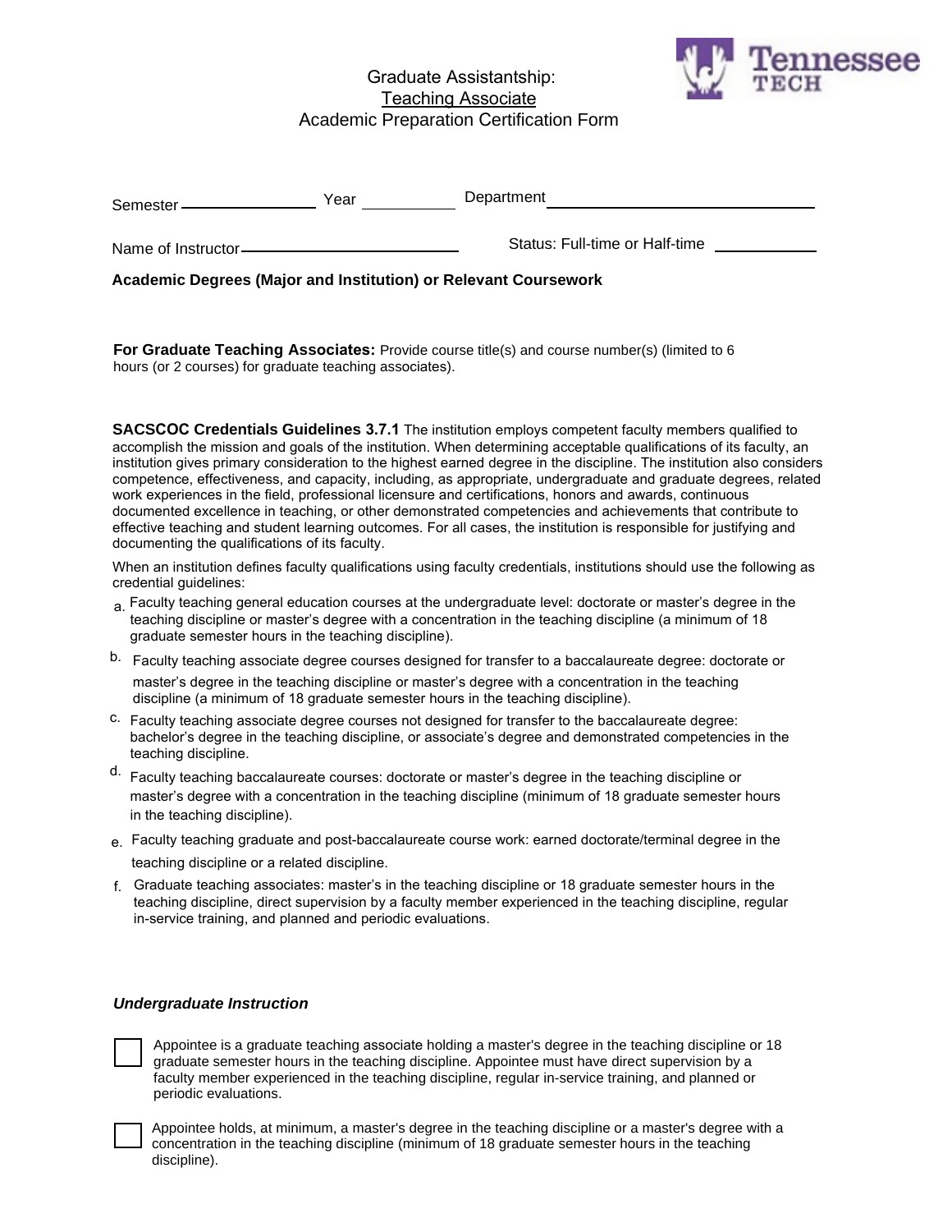# Graduate Assistantship:
## Teaching Associate
## Academic Preparation Certification Form

Semester ________________ Year __________ Department ______________________________

Name of Instructor _________________________ Status: Full-time or Half-time ___________

**Academic Degrees (Major and Institution) or Relevant Coursework**

**For Graduate Teaching Associates:** Provide course title(s) and course number(s) (limited to 6 hours (or 2 courses) for graduate teaching associates).

**SACSCOC Credentials Guidelines 3.7.1** The institution employs competent faculty members qualified to accomplish the mission and goals of the institution. When determining acceptable qualifications of its faculty, an institution gives primary consideration to the highest earned degree in the discipline. The institution also considers competence, effectiveness, and capacity, including, as appropriate, undergraduate and graduate degrees, related work experiences in the field, professional licensure and certifications, honors and awards, continuous documented excellence in teaching, or other demonstrated competencies and achievements that contribute to effective teaching and student learning outcomes. For all cases, the institution is responsible for justifying and documenting the qualifications of its faculty.

When an institution defines faculty qualifications using faculty credentials, institutions should use the following as credential guidelines:

a. Faculty teaching general education courses at the undergraduate level: doctorate or master's degree in the teaching discipline or master's degree with a concentration in the teaching discipline (a minimum of 18 graduate semester hours in the teaching discipline).

b. Faculty teaching associate degree courses designed for transfer to a baccalaureate degree: doctorate or master's degree in the teaching discipline or master's degree with a concentration in the teaching discipline (a minimum of 18 graduate semester hours in the teaching discipline).

c. Faculty teaching associate degree courses not designed for transfer to the baccalaureate degree: bachelor's degree in the teaching discipline, or associate's degree and demonstrated competencies in the teaching discipline.

d. Faculty teaching baccalaureate courses: doctorate or master's degree in the teaching discipline or master's degree with a concentration in the teaching discipline (minimum of 18 graduate semester hours in the teaching discipline).

e. Faculty teaching graduate and post-baccalaureate course work: earned doctorate/terminal degree in the teaching discipline or a related discipline.

f. Graduate teaching associates: master's in the teaching discipline or 18 graduate semester hours in the teaching discipline, direct supervision by a faculty member experienced in the teaching discipline, regular in-service training, and planned and periodic evaluations.

***Undergraduate Instruction***

☐ Appointee is a graduate teaching associate holding a master's degree in the teaching discipline or 18 graduate semester hours in the teaching discipline. Appointee must have direct supervision by a faculty member experienced in the teaching discipline, regular in-service training, and planned or periodic evaluations.

☐ Appointee holds, at minimum, a master's degree in the teaching discipline or a master's degree with a concentration in the teaching discipline (minimum of 18 graduate semester hours in the teaching discipline).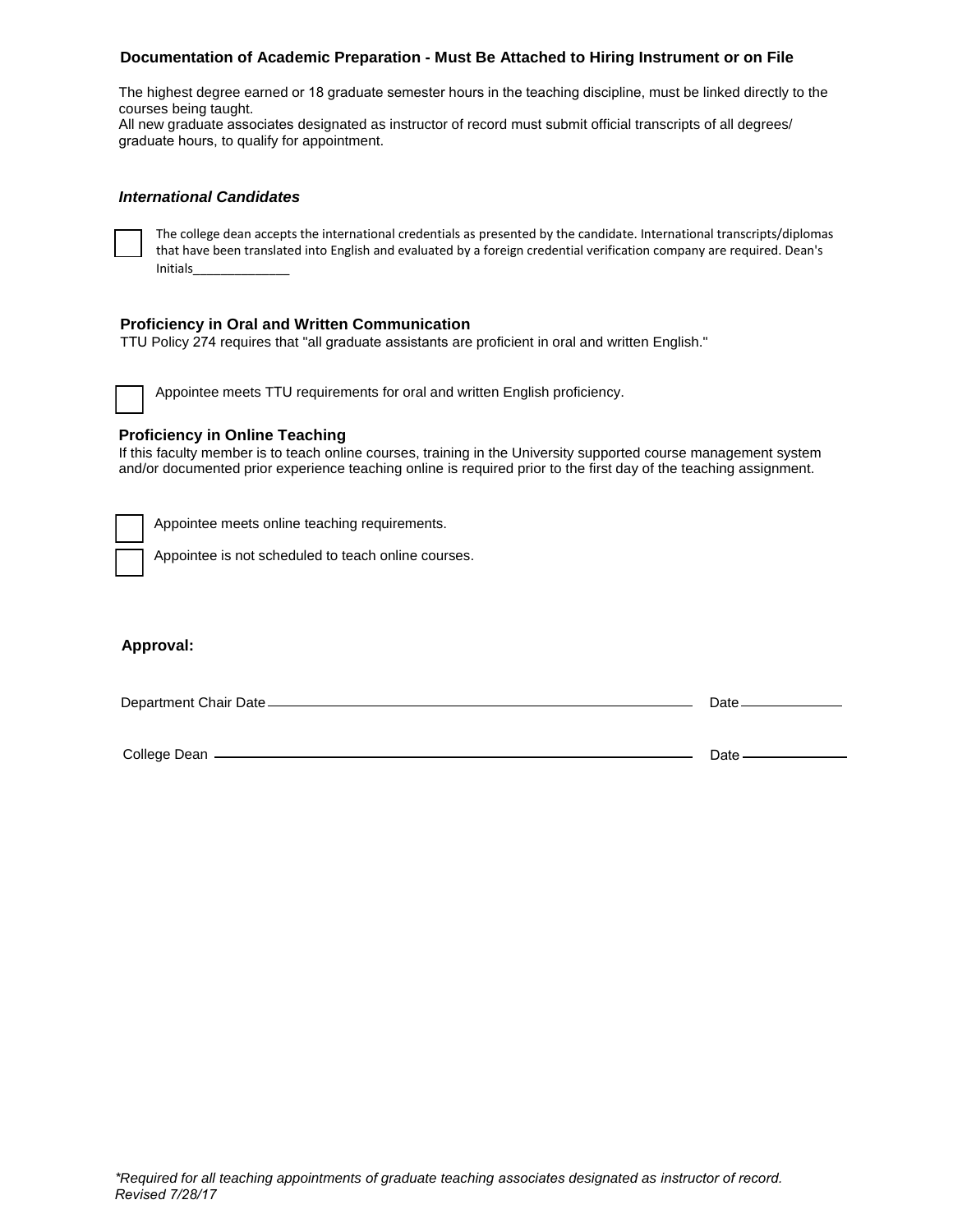**Documentation of Academic Preparation - Must Be Attached to Hiring Instrument or on File**

The highest degree earned or 18 graduate semester hours in the teaching discipline, must be linked directly to the courses being taught.
All new graduate associates designated as instructor of record must submit official transcripts of all degrees/ graduate hours, to qualify for appointment.

***International Candidates***

☐ The college dean accepts the international credentials as presented by the candidate. International transcripts/diplomas that have been translated into English and evaluated by a foreign credential verification company are required. Dean's Initials______________

**Proficiency in Oral and Written Communication**
TTU Policy 274 requires that "all graduate assistants are proficient in oral and written English."

☐ Appointee meets TTU requirements for oral and written English proficiency.

**Proficiency in Online Teaching**
If this faculty member is to teach online courses, training in the University supported course management system and/or documented prior experience teaching online is required prior to the first day of the teaching assignment.

☐ Appointee meets online teaching requirements.

☐ Appointee is not scheduled to teach online courses.

**Approval:**

Department Chair Date ____________________________________________ Date ____________

College Dean ____________________________________________ Date ____________

*\*Required for all teaching appointments of graduate teaching associates designated as instructor of record.*
*Revised 7/28/17*